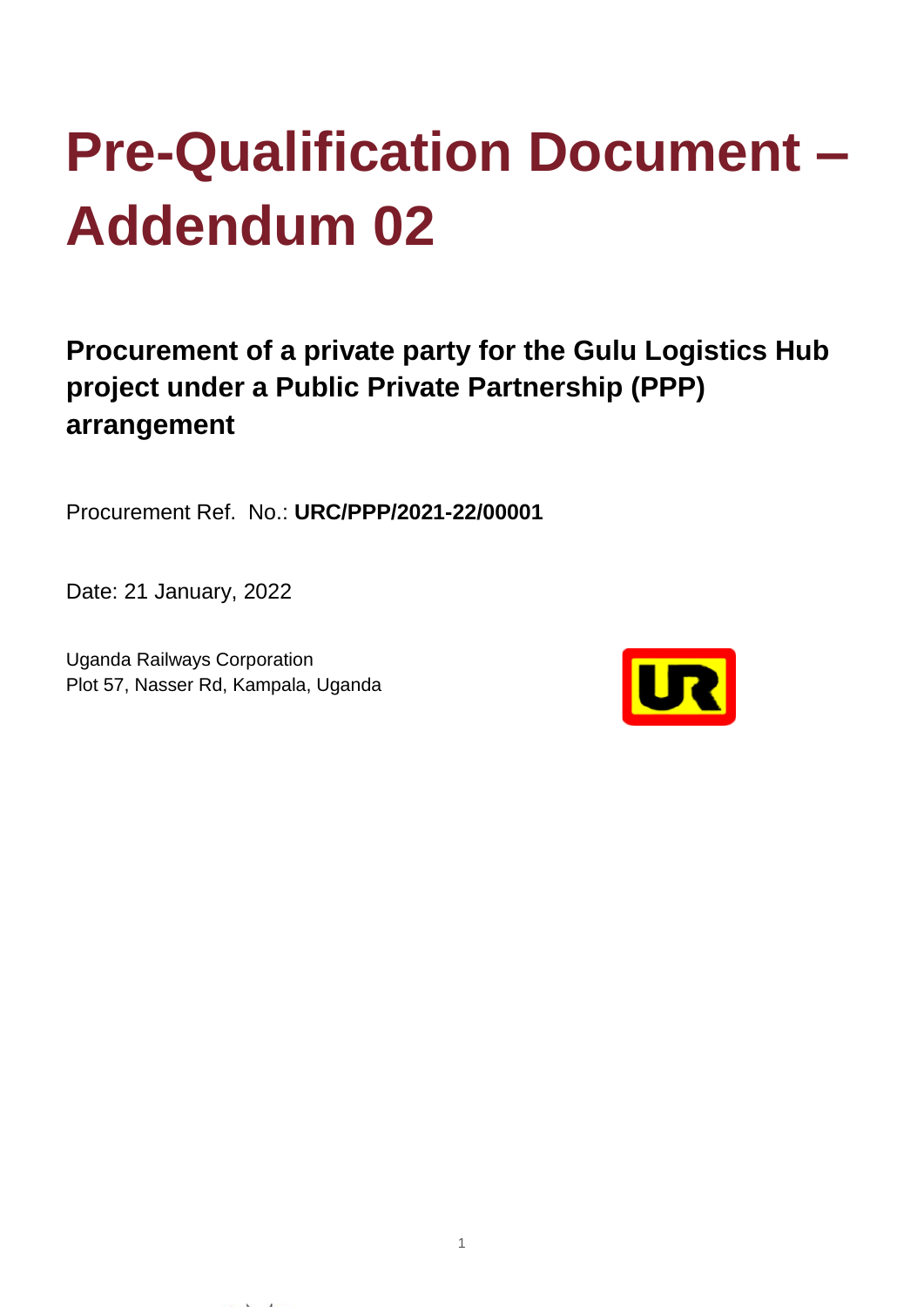# Pre-Qualification Document – Addendum 02

## Procurement of a private party for the Gulu Logistics Hub project under a Public Private Partnership (PPP) arrangement

Procurement Ref. No.: **URC/PPP/2021-22/00001**

Date: 21 January, 2022

Uganda Railways Corporation
Plot 57, Nasser Rd, Kampala, Uganda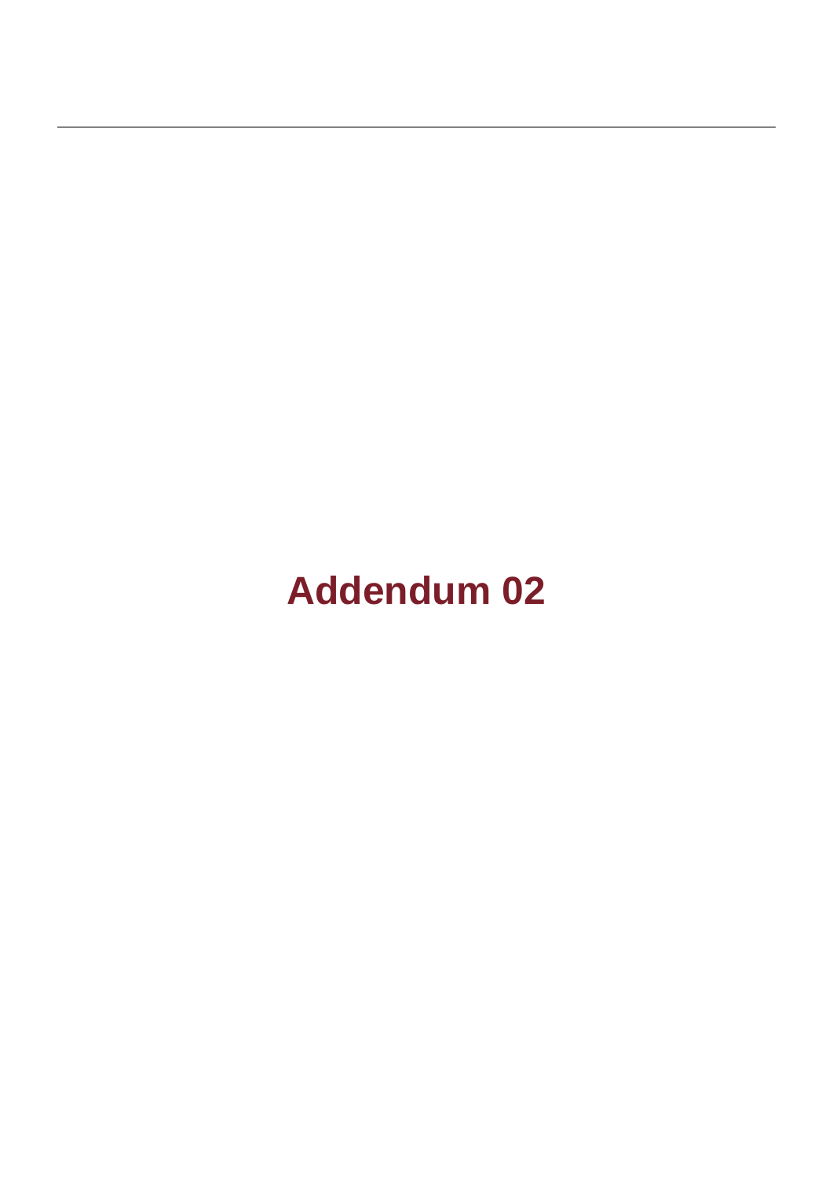# Addendum 02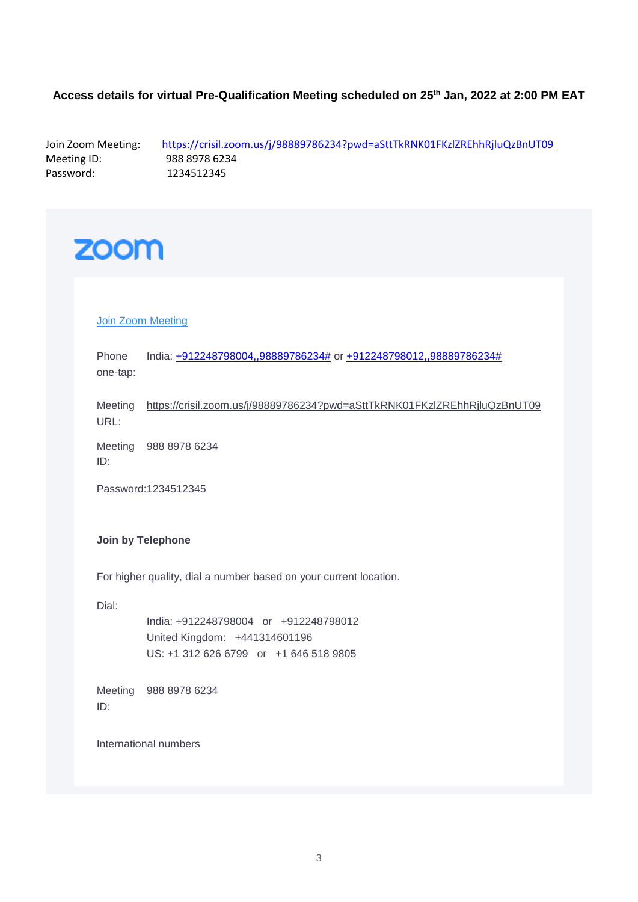**Access details for virtual Pre-Qualification Meeting scheduled on 25th Jan, 2022 at 2:00 PM EAT**

Join Zoom Meeting: https://crisil.zoom.us/j/98889786234?pwd=aSttTkRNK01FKzlZREhhRjluQzBnUT09
Meeting ID: 988 8978 6234
Password: 1234512345

zoom

Join Zoom Meeting

Phone one-tap: India: +912248798004,,98889786234# or +912248798012,,98889786234#

Meeting URL: https://crisil.zoom.us/j/98889786234?pwd=aSttTkRNK01FKzlZREhhRjluQzBnUT09

Meeting ID: 988 8978 6234

Password:1234512345

**Join by Telephone**

For higher quality, dial a number based on your current location.

Dial:

India: +912248798004 or +912248798012
United Kingdom: +441314601196
US: +1 312 626 6799 or +1 646 518 9805

Meeting ID: 988 8978 6234

International numbers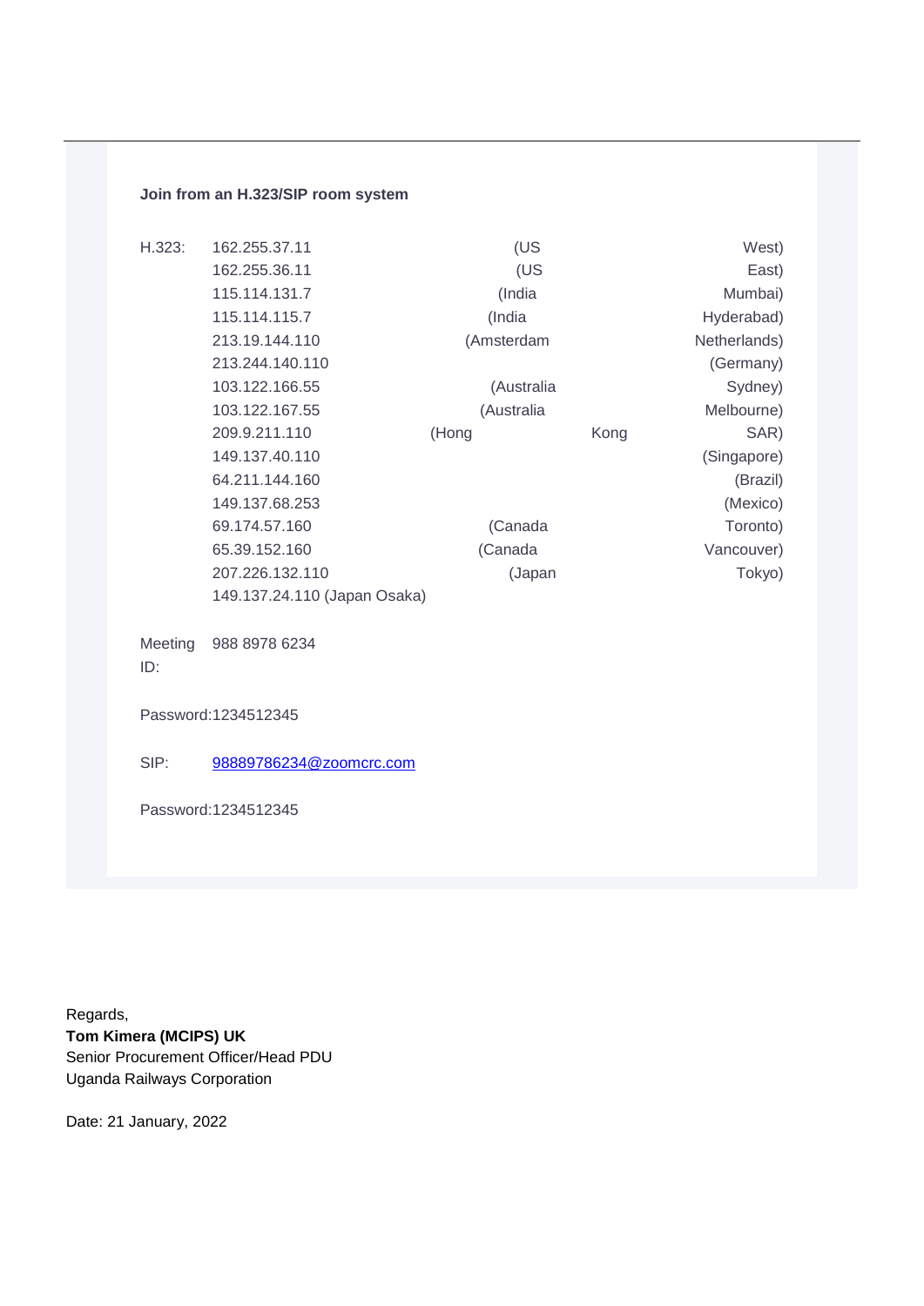**Join from an H.323/SIP room system**

H.323:
162.255.37.11 (US West)
162.255.36.11 (US East)
115.114.131.7 (India Mumbai)
115.114.115.7 (India Hyderabad)
213.19.144.110 (Amsterdam Netherlands)
213.244.140.110 (Germany)
103.122.166.55 (Australia Sydney)
103.122.167.55 (Australia Melbourne)
209.9.211.110 (Hong Kong SAR)
149.137.40.110 (Singapore)
64.211.144.160 (Brazil)
149.137.68.253 (Mexico)
69.174.57.160 (Canada Toronto)
65.39.152.160 (Canada Vancouver)
207.226.132.110 (Japan Tokyo)
149.137.24.110 (Japan Osaka)

Meeting ID: 988 8978 6234

Password:1234512345

SIP: 98889786234@zoomcrc.com

Password:1234512345

Regards,
**Tom Kimera (MCIPS) UK**
Senior Procurement Officer/Head PDU
Uganda Railways Corporation

Date: 21 January, 2022